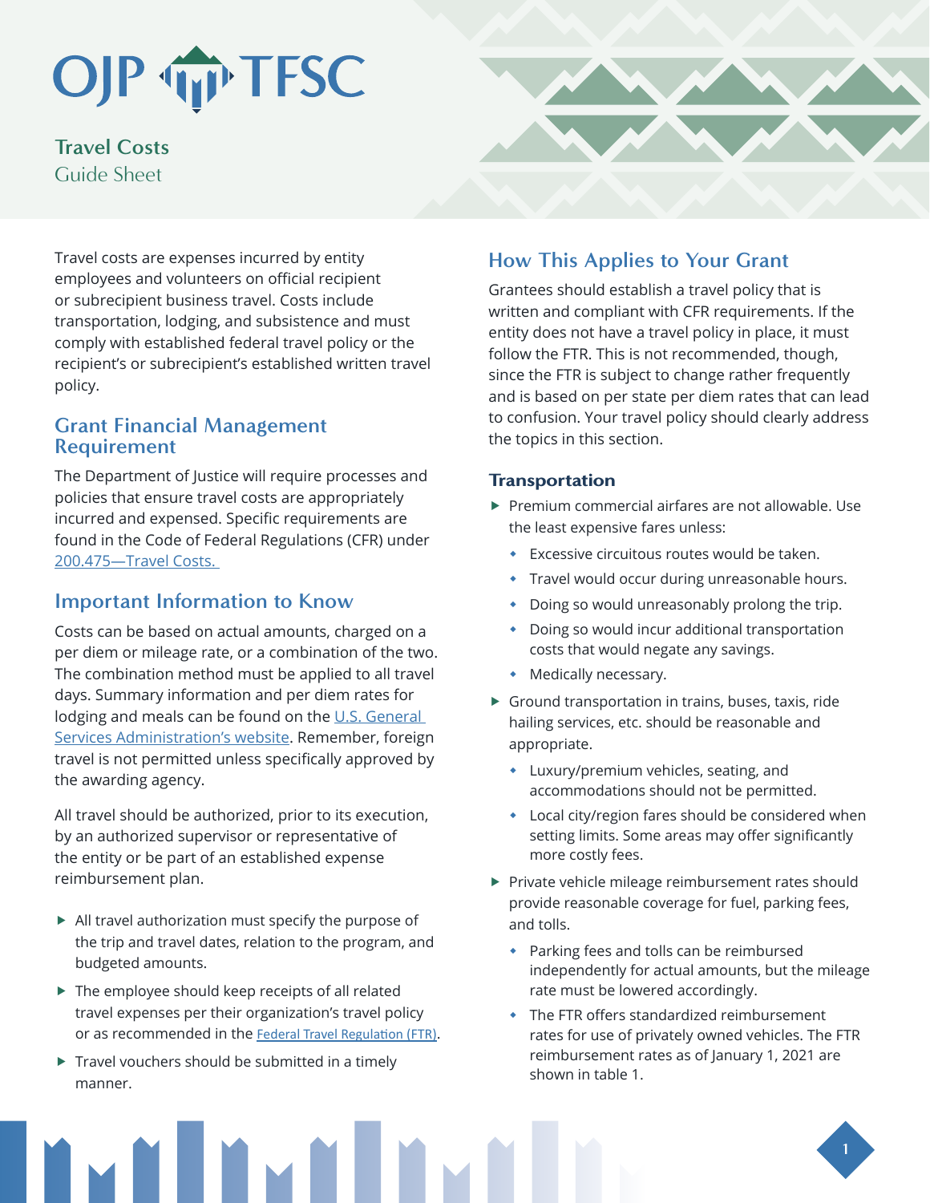# OJP TFSC

## Travel Costs
Guide Sheet

Travel costs are expenses incurred by entity employees and volunteers on official recipient or subrecipient business travel. Costs include transportation, lodging, and subsistence and must comply with established federal travel policy or the recipient's or subrecipient's established written travel policy.

## Grant Financial Management Requirement

The Department of Justice will require processes and policies that ensure travel costs are appropriately incurred and expensed. Specific requirements are found in the Code of Federal Regulations (CFR) under [200.475—Travel Costs.](#)

## Important Information to Know

Costs can be based on actual amounts, charged on a per diem or mileage rate, or a combination of the two. The combination method must be applied to all travel days. Summary information and per diem rates for lodging and meals can be found on the [U.S. General Services Administration's website](#). Remember, foreign travel is not permitted unless specifically approved by the awarding agency.

All travel should be authorized, prior to its execution, by an authorized supervisor or representative of the entity or be part of an established expense reimbursement plan.

- All travel authorization must specify the purpose of the trip and travel dates, relation to the program, and budgeted amounts.
- The employee should keep receipts of all related travel expenses per their organization's travel policy or as recommended in the [Federal Travel Regulation (FTR)](#).
- Travel vouchers should be submitted in a timely manner.

## How This Applies to Your Grant

Grantees should establish a travel policy that is written and compliant with CFR requirements. If the entity does not have a travel policy in place, it must follow the FTR. This is not recommended, though, since the FTR is subject to change rather frequently and is based on per state per diem rates that can lead to confusion. Your travel policy should clearly address the topics in this section.

### Transportation

- Premium commercial airfares are not allowable. Use the least expensive fares unless:
  - Excessive circuitous routes would be taken.
  - Travel would occur during unreasonable hours.
  - Doing so would unreasonably prolong the trip.
  - Doing so would incur additional transportation costs that would negate any savings.
  - Medically necessary.
- Ground transportation in trains, buses, taxis, ride hailing services, etc. should be reasonable and appropriate.
  - Luxury/premium vehicles, seating, and accommodations should not be permitted.
  - Local city/region fares should be considered when setting limits. Some areas may offer significantly more costly fees.
- Private vehicle mileage reimbursement rates should provide reasonable coverage for fuel, parking fees, and tolls.
  - Parking fees and tolls can be reimbursed independently for actual amounts, but the mileage rate must be lowered accordingly.
  - The FTR offers standardized reimbursement rates for use of privately owned vehicles. The FTR reimbursement rates as of January 1, 2021 are shown in table 1.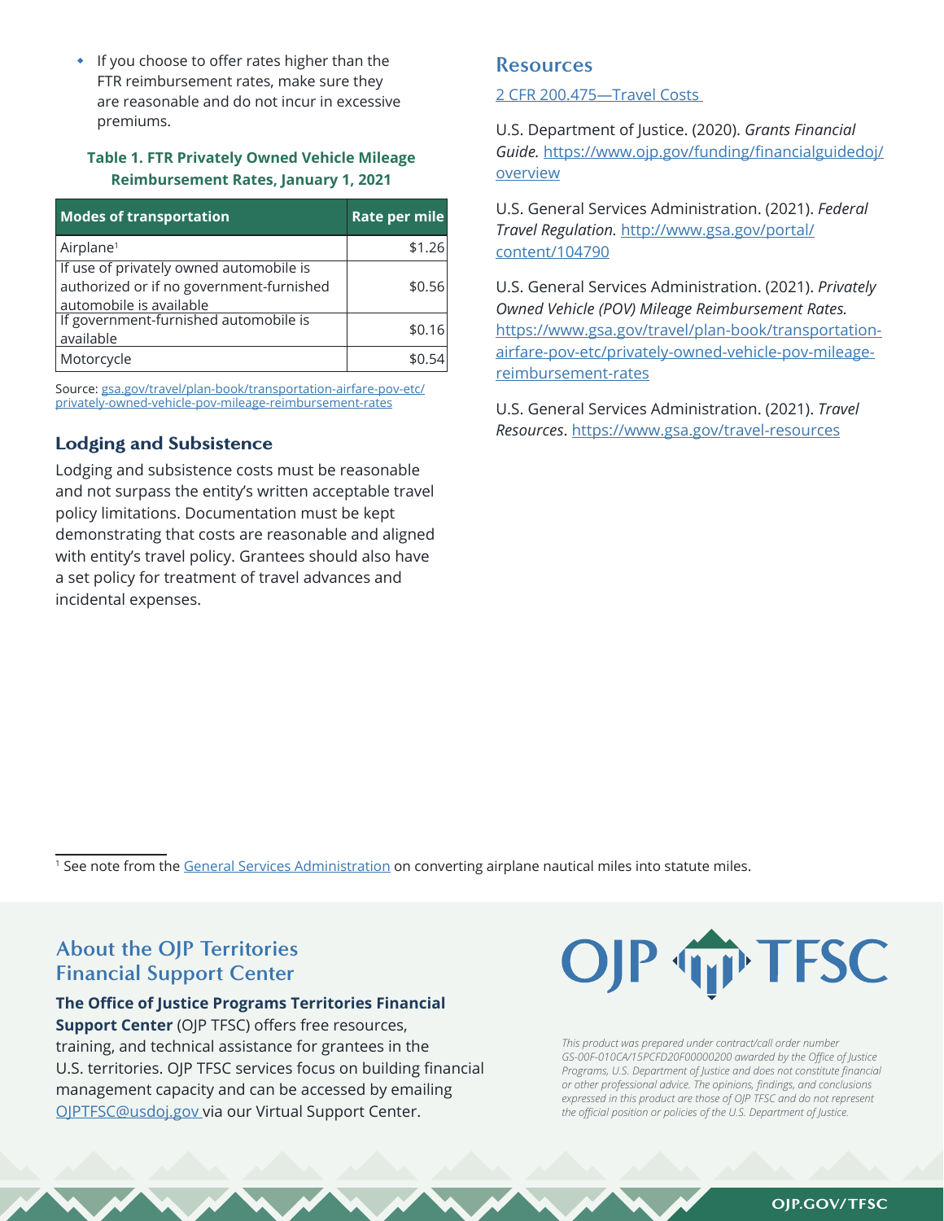- If you choose to offer rates higher than the FTR reimbursement rates, make sure they are reasonable and do not incur in excessive premiums.

**Table 1. FTR Privately Owned Vehicle Mileage Reimbursement Rates, January 1, 2021**

| Modes of transportation | Rate per mile |
|---|---|
| Airplane[1] | $1.26 |
| If use of privately owned automobile is authorized or if no government-furnished automobile is available | $0.56 |
| If government-furnished automobile is available | $0.16 |
| Motorcycle | $0.54 |

Source: gsa.gov/travel/plan-book/transportation-airfare-pov-etc/privately-owned-vehicle-pov-mileage-reimbursement-rates

### Lodging and Subsistence

Lodging and subsistence costs must be reasonable and not surpass the entity's written acceptable travel policy limitations. Documentation must be kept demonstrating that costs are reasonable and aligned with entity's travel policy. Grantees should also have a set policy for treatment of travel advances and incidental expenses.

## Resources

2 CFR 200.475—Travel Costs

U.S. Department of Justice. (2020). *Grants Financial Guide.* https://www.ojp.gov/funding/financialguidedoj/overview

U.S. General Services Administration. (2021). *Federal Travel Regulation.* http://www.gsa.gov/portal/content/104790

U.S. General Services Administration. (2021). *Privately Owned Vehicle (POV) Mileage Reimbursement Rates.* https://www.gsa.gov/travel/plan-book/transportation-airfare-pov-etc/privately-owned-vehicle-pov-mileage-reimbursement-rates

U.S. General Services Administration. (2021). *Travel Resources*. https://www.gsa.gov/travel-resources

[1] See note from the General Services Administration on converting airplane nautical miles into statute miles.

## About the OJP Territories Financial Support Center

**The Office of Justice Programs Territories Financial Support Center** (OJP TFSC) offers free resources, training, and technical assistance for grantees in the U.S. territories. OJP TFSC services focus on building financial management capacity and can be accessed by emailing OJPTFSC@usdoj.gov via our Virtual Support Center.

OJP TFSC

*This product was prepared under contract/call order number GS-00F-010CA/15PCFD20F00000200 awarded by the Office of Justice Programs, U.S. Department of Justice and does not constitute financial or other professional advice. The opinions, findings, and conclusions expressed in this product are those of OJP TFSC and do not represent the official position or policies of the U.S. Department of Justice.*

OJP.GOV/TFSC